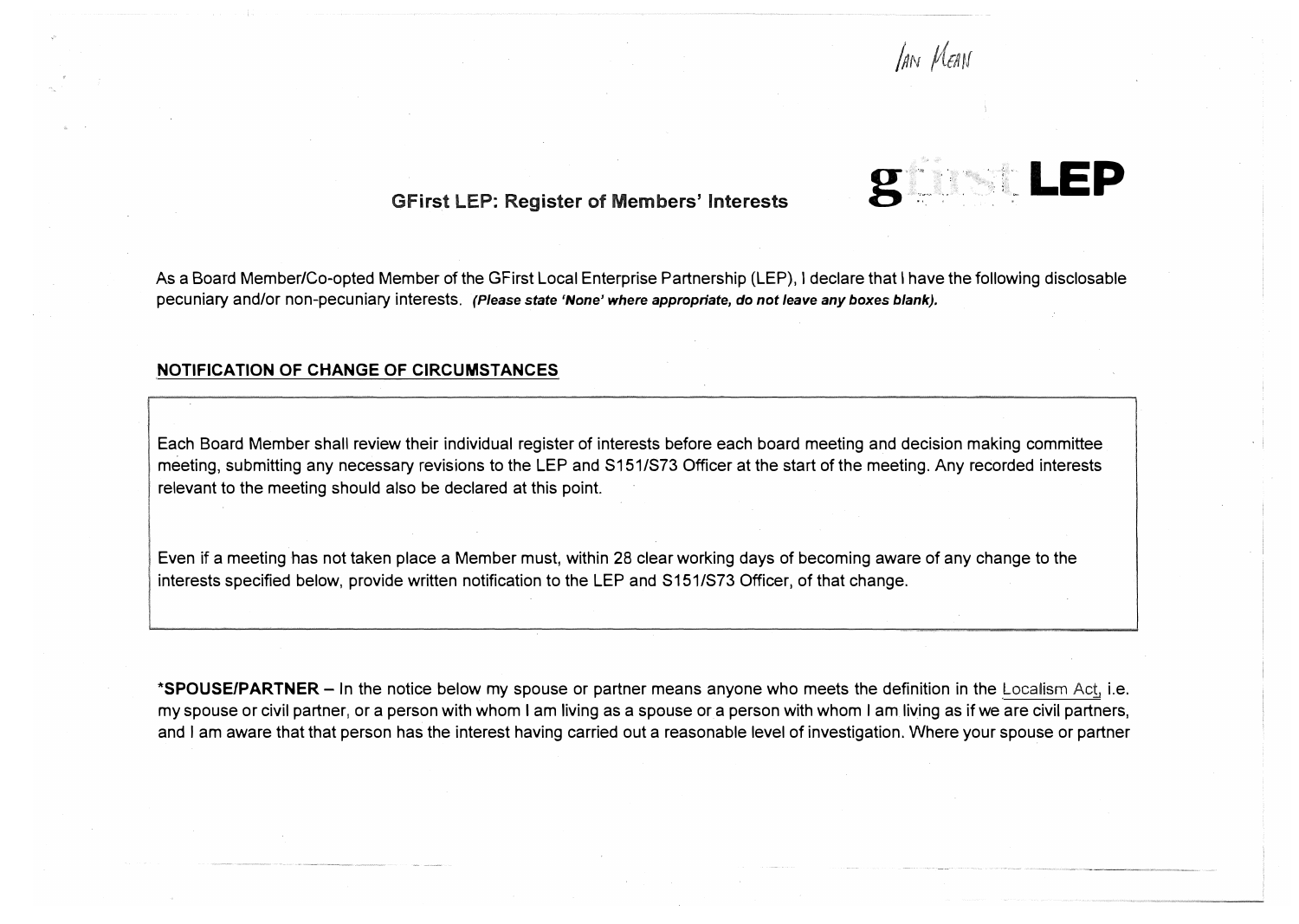IAN MEAN

# GFirst LEP: Register of Members' Interests

**gfirst LEP**

As a Board Member/Co-opted Member of the GFirst Local Enterprise Partnership (LEP), I declare that I have the following disclosable pecuniary and/or non-pecuniary interests. ***(Please state 'None' where appropriate, do not leave any boxes blank).***

**NOTIFICATION OF CHANGE OF CIRCUMSTANCES**

Each Board Member shall review their individual register of interests before each board meeting and decision making committee meeting, submitting any necessary revisions to the LEP and S151/S73 Officer at the start of the meeting. Any recorded interests relevant to the meeting should also be declared at this point.

Even if a meeting has not taken place a Member must, within 28 clear working days of becoming aware of any change to the interests specified below, provide written notification to the LEP and S151/S73 Officer, of that change.

**\*SPOUSE/PARTNER** – In the notice below my spouse or partner means anyone who meets the definition in the Localism Act, i.e. my spouse or civil partner, or a person with whom I am living as a spouse or a person with whom I am living as if we are civil partners, and I am aware that that person has the interest having carried out a reasonable level of investigation. Where your spouse or partner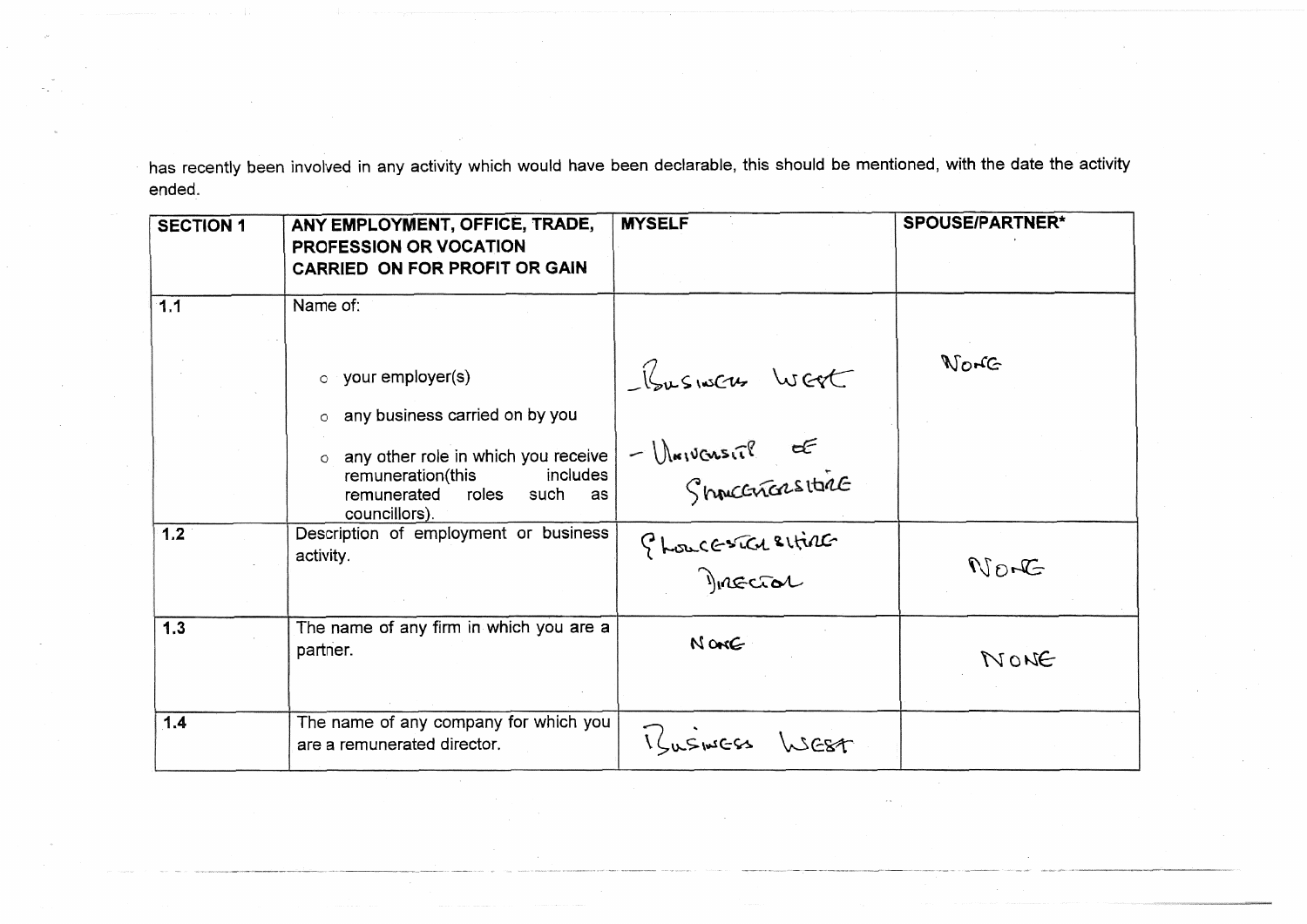has recently been involved in any activity which would have been declarable, this should be mentioned, with the date the activity ended.

| SECTION 1 | ANY EMPLOYMENT, OFFICE, TRADE, PROFESSION OR VOCATION CARRIED ON FOR PROFIT OR GAIN | MYSELF | SPOUSE/PARTNER* |
|---|---|---|---|
| 1.1 | Name of:<br>○ your employer(s)<br>○ any business carried on by you<br>○ any other role in which you receive remuneration(this includes remunerated roles such as councillors). | - Business West<br>- University of Gloucestershire | None |
| 1.2 | Description of employment or business activity. | Gloucestershire Director | None |
| 1.3 | The name of any firm in which you are a partner. | None | None |
| 1.4 | The name of any company for which you are a remunerated director. | Business West | |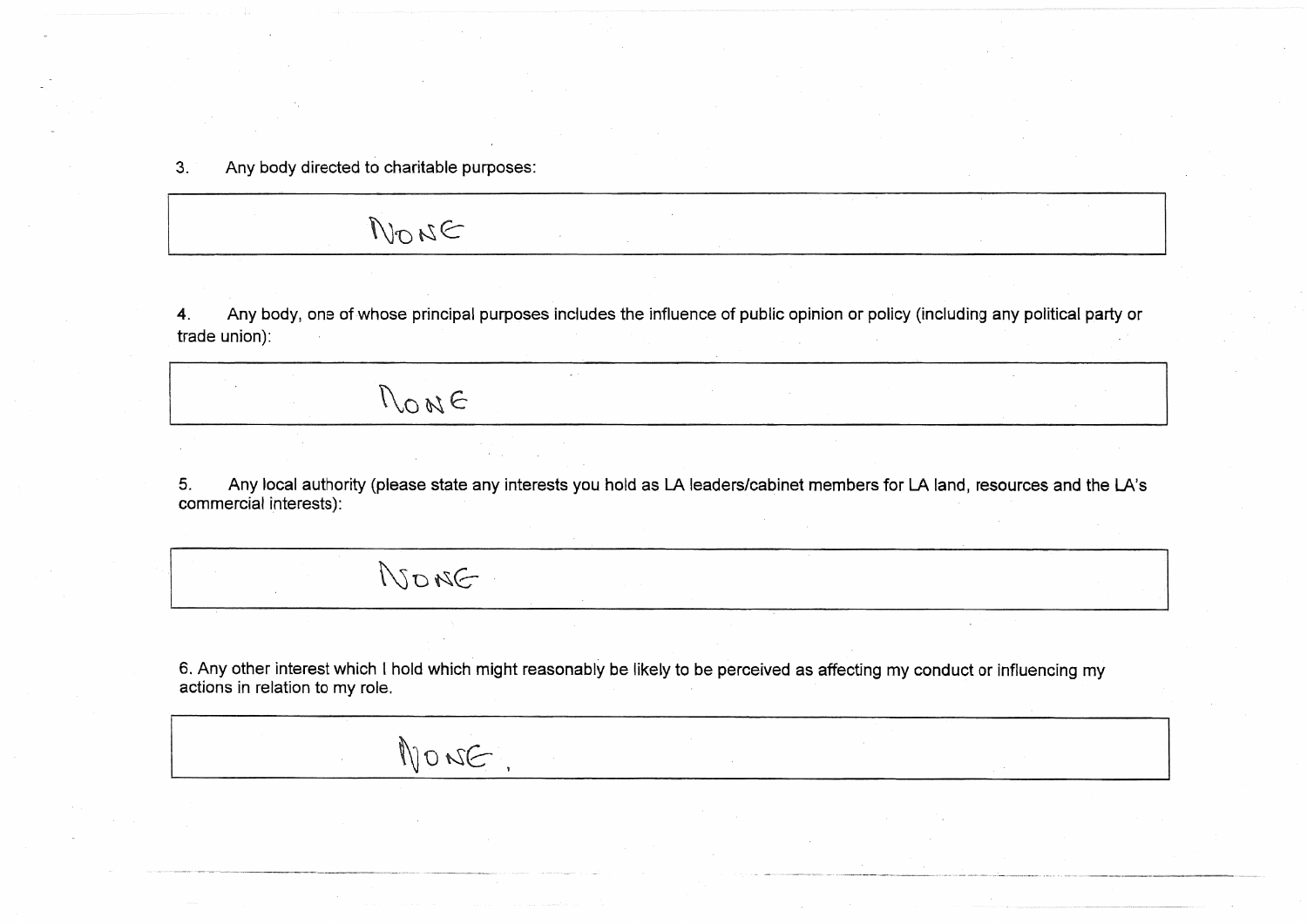3. Any body directed to charitable purposes:

| NONE |
|---|

4. Any body, one of whose principal purposes includes the influence of public opinion or policy (including any political party or trade union):

| NONE |
|---|

5. Any local authority (please state any interests you hold as LA leaders/cabinet members for LA land, resources and the LA's commercial interests):

| NONE |
|---|

6. Any other interest which I hold which might reasonably be likely to be perceived as affecting my conduct or influencing my actions in relation to my role.

| NONE. |
|---|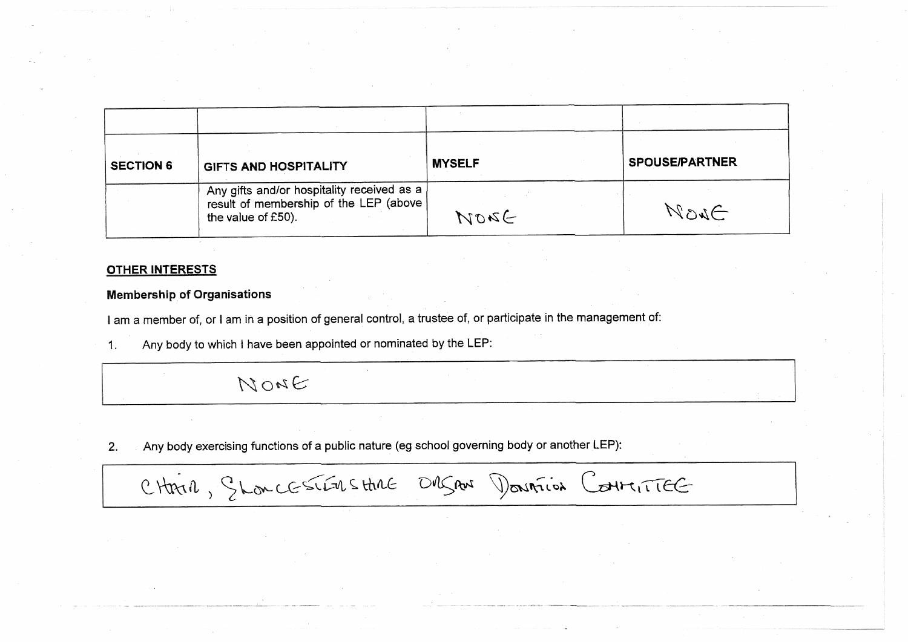| | | | |
|---|---|---|---|
| **SECTION 6** | **GIFTS AND HOSPITALITY** | **MYSELF** | **SPOUSE/PARTNER** |
| | Any gifts and/or hospitality received as a result of membership of the LEP (above the value of £50). | NONE | NONE |

**OTHER INTERESTS**

**Membership of Organisations**

I am a member of, or I am in a position of general control, a trustee of, or participate in the management of:

1. Any body to which I have been appointed or nominated by the LEP:

| NONE |
|---|

2. Any body exercising functions of a public nature (eg school governing body or another LEP):

| CHAIR, GLOUCESTERSHIRE ORGAN DONATION COMMITTEE |
|---|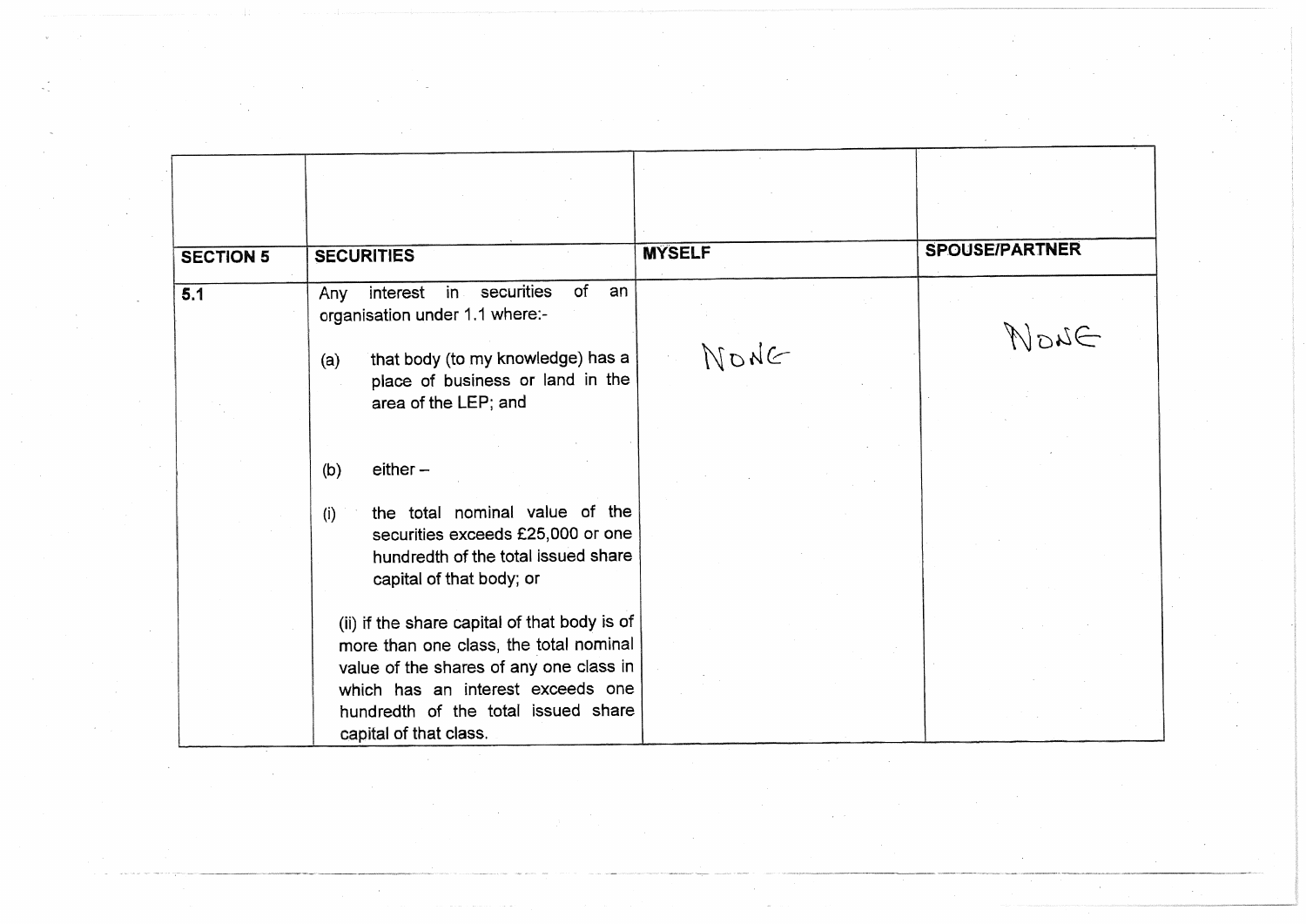| SECTION 5 | SECURITIES | MYSELF | SPOUSE/PARTNER |
|---|---|---|---|
| 5.1 | Any interest in securities of an organisation under 1.1 where:-<br><br>(a) that body (to my knowledge) has a place of business or land in the area of the LEP; and<br><br>(b) either –<br><br>(i) the total nominal value of the securities exceeds £25,000 or one hundredth of the total issued share capital of that body; or<br><br>(ii) if the share capital of that body is of more than one class, the total nominal value of the shares of any one class in which has an interest exceeds one hundredth of the total issued share capital of that class. | NONE | NONE |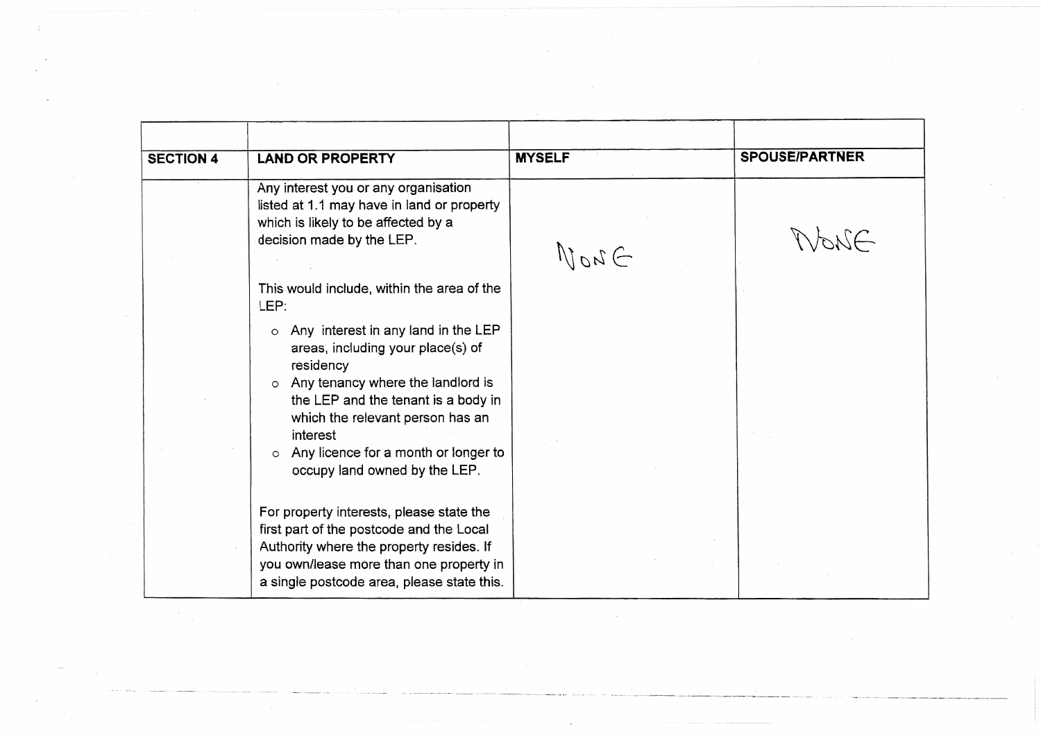| | | | |
|---|---|---|---|
| **SECTION 4** | **LAND OR PROPERTY** | **MYSELF** | **SPOUSE/PARTNER** |
| | Any interest you or any organisation listed at 1.1 may have in land or property which is likely to be affected by a decision made by the LEP.<br><br>This would include, within the area of the LEP:<br><br>o Any interest in any land in the LEP areas, including your place(s) of residency<br>o Any tenancy where the landlord is the LEP and the tenant is a body in which the relevant person has an interest<br>o Any licence for a month or longer to occupy land owned by the LEP.<br><br>For property interests, please state the first part of the postcode and the Local Authority where the property resides. If you own/lease more than one property in a single postcode area, please state this. | NONE | NONE |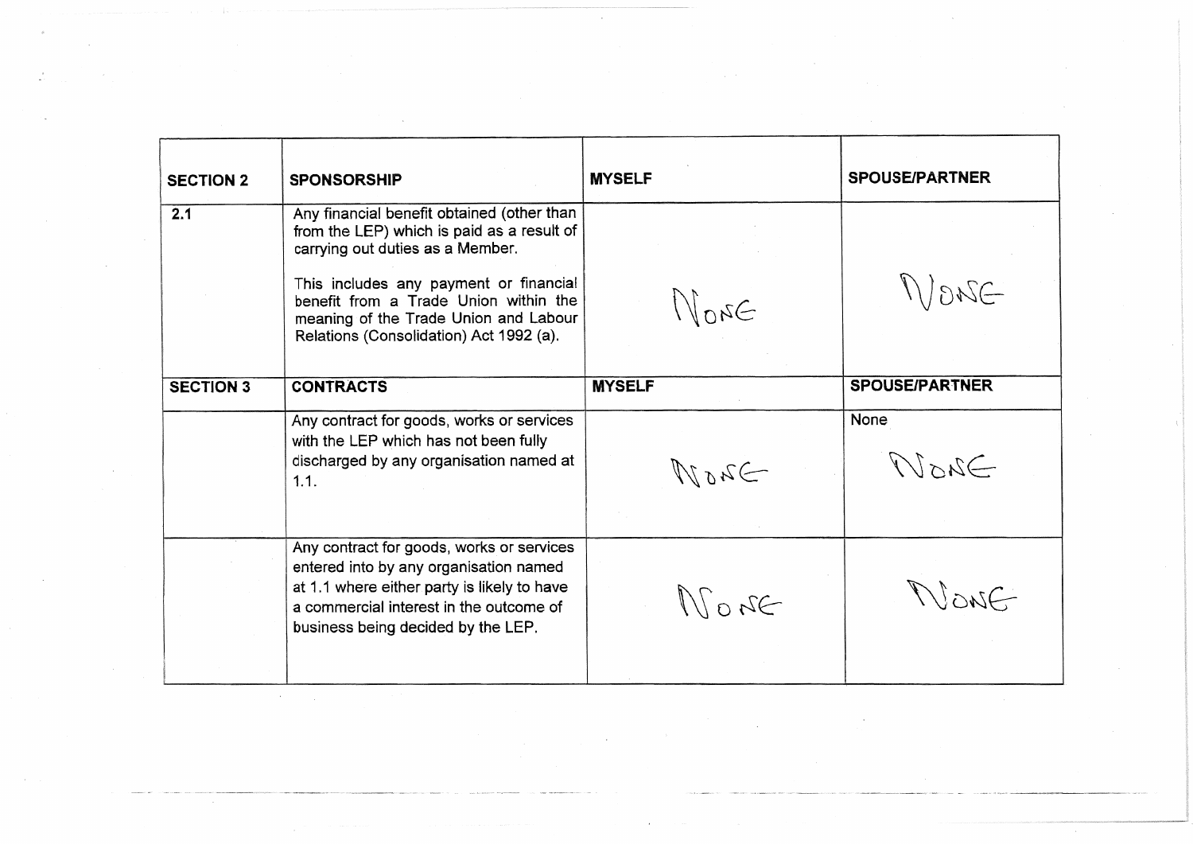| SECTION 2 | SPONSORSHIP | MYSELF | SPOUSE/PARTNER |
|---|---|---|---|
| 2.1 | Any financial benefit obtained (other than from the LEP) which is paid as a result of carrying out duties as a Member.<br><br>This includes any payment or financial benefit from a Trade Union within the meaning of the Trade Union and Labour Relations (Consolidation) Act 1992 (a). | None | None |
| **SECTION 3** | **CONTRACTS** | **MYSELF** | **SPOUSE/PARTNER** |
| | Any contract for goods, works or services with the LEP which has not been fully discharged by any organisation named at 1.1. | None | None<br>None |
| | Any contract for goods, works or services entered into by any organisation named at 1.1 where either party is likely to have a commercial interest in the outcome of business being decided by the LEP. | None | None |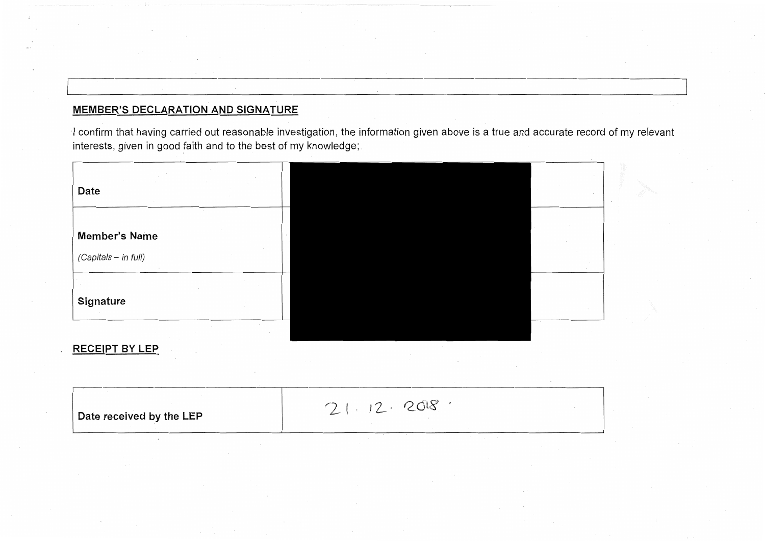## MEMBER'S DECLARATION AND SIGNATURE

I confirm that having carried out reasonable investigation, the information given above is a true and accurate record of my relevant interests, given in good faith and to the best of my knowledge;

| | |
|---|---|
| **Date** | |
| **Member's Name** *(Capitals – in full)* | |
| **Signature** | |

## RECEIPT BY LEP

| | |
|---|---|
| **Date received by the LEP** | 21. 12. 2018. |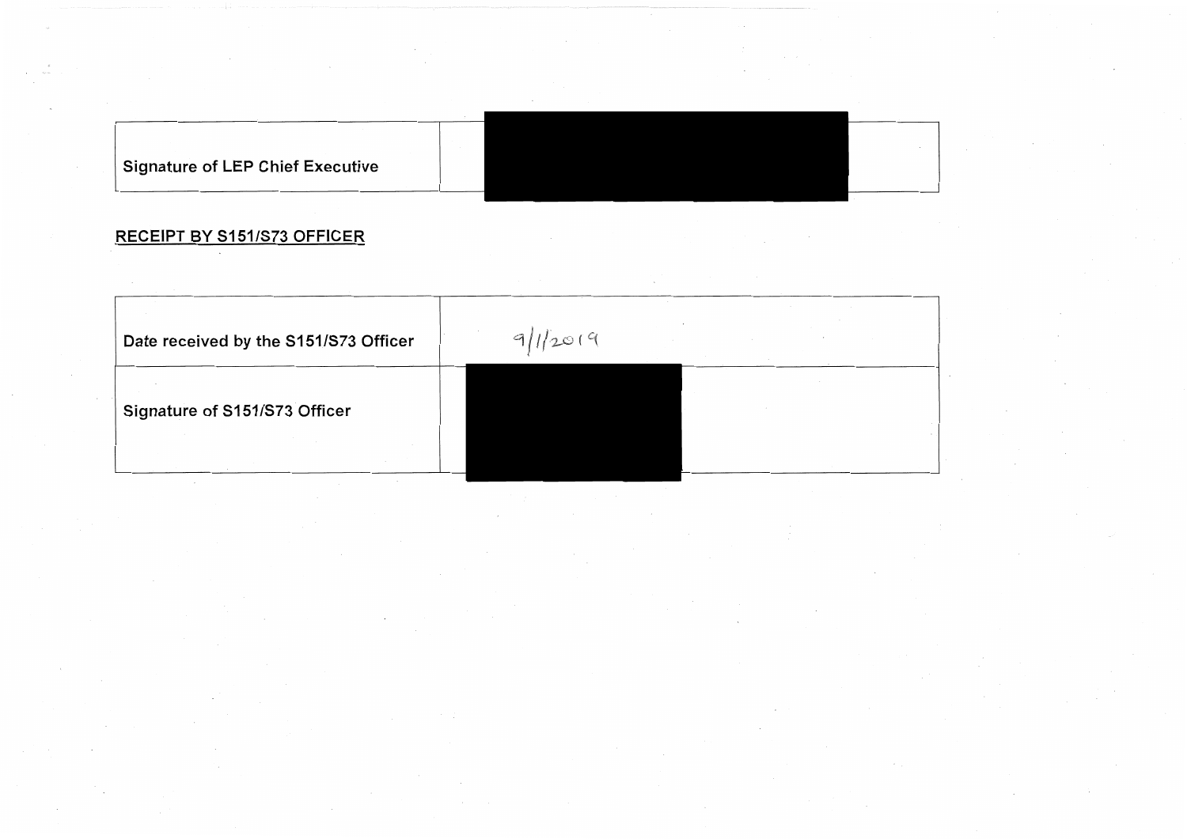| | |
|---|---|
| Signature of LEP Chief Executive | |

**RECEIPT BY S151/S73 OFFICER**

| | |
|---|---|
| Date received by the S151/S73 Officer | 9/1/2019 |
| Signature of S151/S73 Officer | |